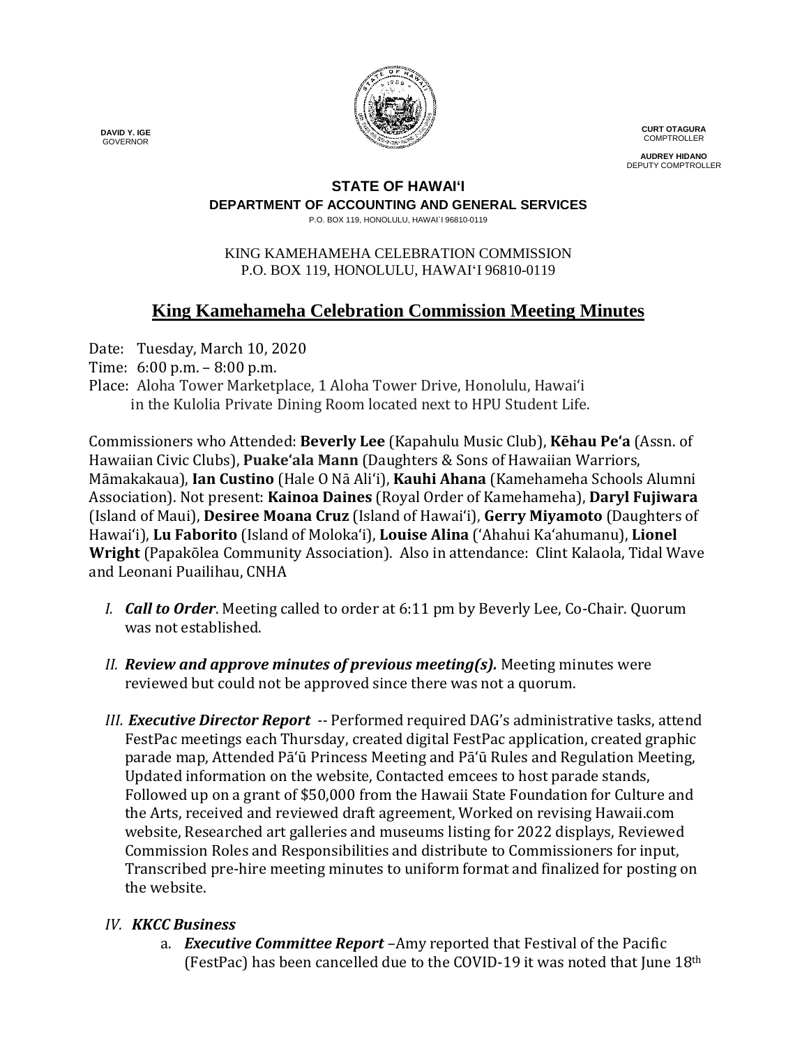DAVID Y. IGE
GOVERNOR

CURT OTAGURA
COMPTROLLER

AUDREY HIDANO
DEPUTY COMPTROLLER

**STATE OF HAWAIʻI**
**DEPARTMENT OF ACCOUNTING AND GENERAL SERVICES**
P.O. BOX 119, HONOLULU, HAWAI`I 96810-0119

KING KAMEHAMEHA CELEBRATION COMMISSION
P.O. BOX 119, HONOLULU, HAWAIʻI 96810-0119

# King Kamehameha Celebration Commission Meeting Minutes

Date: Tuesday, March 10, 2020
Time: 6:00 p.m. – 8:00 p.m.
Place: Aloha Tower Marketplace, 1 Aloha Tower Drive, Honolulu, Hawaiʻi in the Kulolia Private Dining Room located next to HPU Student Life.

Commissioners who Attended: **Beverly Lee** (Kapahulu Music Club), **Kēhau Peʻa** (Assn. of Hawaiian Civic Clubs), **Puakeʻala Mann** (Daughters & Sons of Hawaiian Warriors, Māmakakaua), **Ian Custino** (Hale O Nā Aliʻi), **Kauhi Ahana** (Kamehameha Schools Alumni Association). Not present: **Kainoa Daines** (Royal Order of Kamehameha), **Daryl Fujiwara** (Island of Maui), **Desiree Moana Cruz** (Island of Hawaiʻi), **Gerry Miyamoto** (Daughters of Hawaiʻi), **Lu Faborito** (Island of Molokaʻi), **Louise Alina** (ʻAhahui Kaʻahumanu), **Lionel Wright** (Papakōlea Community Association). Also in attendance: Clint Kalaola, Tidal Wave and Leonani Puailihau, CNHA

I. ***Call to Order***. Meeting called to order at 6:11 pm by Beverly Lee, Co-Chair. Quorum was not established.

II. ***Review and approve minutes of previous meeting(s).*** Meeting minutes were reviewed but could not be approved since there was not a quorum.

III. ***Executive Director Report*** -- Performed required DAG's administrative tasks, attend FestPac meetings each Thursday, created digital FestPac application, created graphic parade map, Attended Pāʻū Princess Meeting and Pāʻū Rules and Regulation Meeting, Updated information on the website, Contacted emcees to host parade stands, Followed up on a grant of $50,000 from the Hawaii State Foundation for Culture and the Arts, received and reviewed draft agreement, Worked on revising Hawaii.com website, Researched art galleries and museums listing for 2022 displays, Reviewed Commission Roles and Responsibilities and distribute to Commissioners for input, Transcribed pre-hire meeting minutes to uniform format and finalized for posting on the website.

IV. ***KKCC Business***

   a. ***Executive Committee Report*** –Amy reported that Festival of the Pacific (FestPac) has been cancelled due to the COVID-19 it was noted that June 18th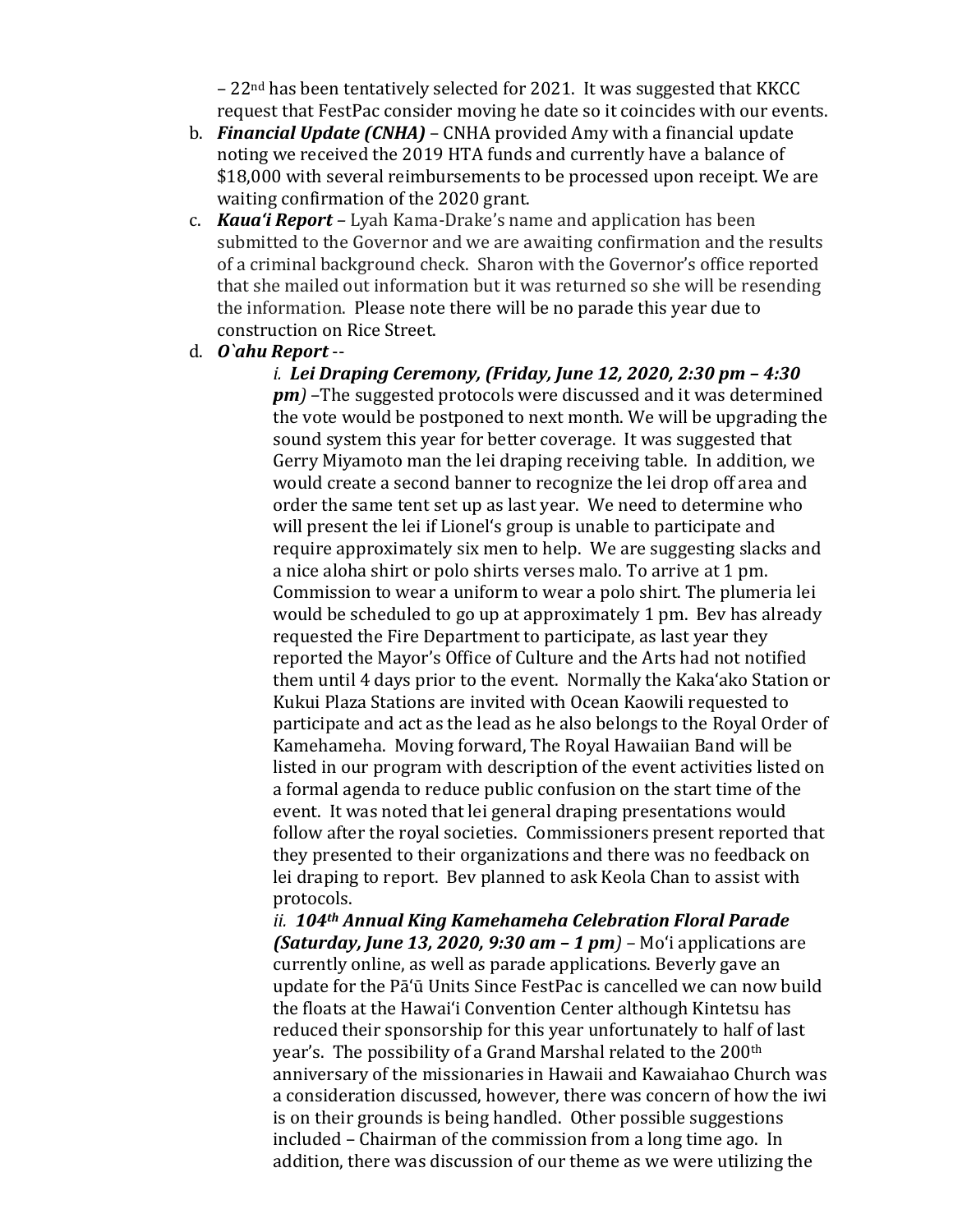– 22nd has been tentatively selected for 2021. It was suggested that KKCC request that FestPac consider moving he date so it coincides with our events.

b. ***Financial Update (CNHA)*** – CNHA provided Amy with a financial update noting we received the 2019 HTA funds and currently have a balance of $18,000 with several reimbursements to be processed upon receipt. We are waiting confirmation of the 2020 grant.

c. ***Kaua'i Report*** – Lyah Kama-Drake's name and application has been submitted to the Governor and we are awaiting confirmation and the results of a criminal background check. Sharon with the Governor's office reported that she mailed out information but it was returned so she will be resending the information. Please note there will be no parade this year due to construction on Rice Street.

d. ***O`ahu Report*** --

   *i.* ***Lei Draping Ceremony, (Friday, June 12, 2020, 2:30 pm – 4:30 pm)*** –The suggested protocols were discussed and it was determined the vote would be postponed to next month. We will be upgrading the sound system this year for better coverage. It was suggested that Gerry Miyamoto man the lei draping receiving table. In addition, we would create a second banner to recognize the lei drop off area and order the same tent set up as last year. We need to determine who will present the lei if Lionel's group is unable to participate and require approximately six men to help. We are suggesting slacks and a nice aloha shirt or polo shirts verses malo. To arrive at 1 pm. Commission to wear a uniform to wear a polo shirt. The plumeria lei would be scheduled to go up at approximately 1 pm. Bev has already requested the Fire Department to participate, as last year they reported the Mayor's Office of Culture and the Arts had not notified them until 4 days prior to the event. Normally the Kaka'ako Station or Kukui Plaza Stations are invited with Ocean Kaowili requested to participate and act as the lead as he also belongs to the Royal Order of Kamehameha. Moving forward, The Royal Hawaiian Band will be listed in our program with description of the event activities listed on a formal agenda to reduce public confusion on the start time of the event. It was noted that lei general draping presentations would follow after the royal societies. Commissioners present reported that they presented to their organizations and there was no feedback on lei draping to report. Bev planned to ask Keola Chan to assist with protocols.

   *ii.* ***104th Annual King Kamehameha Celebration Floral Parade (Saturday, June 13, 2020, 9:30 am – 1 pm)*** – Mo'i applications are currently online, as well as parade applications. Beverly gave an update for the Pā'ū Units Since FestPac is cancelled we can now build the floats at the Hawai'i Convention Center although Kintetsu has reduced their sponsorship for this year unfortunately to half of last year's. The possibility of a Grand Marshal related to the 200th anniversary of the missionaries in Hawaii and Kawaiahao Church was a consideration discussed, however, there was concern of how the iwi is on their grounds is being handled. Other possible suggestions included – Chairman of the commission from a long time ago. In addition, there was discussion of our theme as we were utilizing the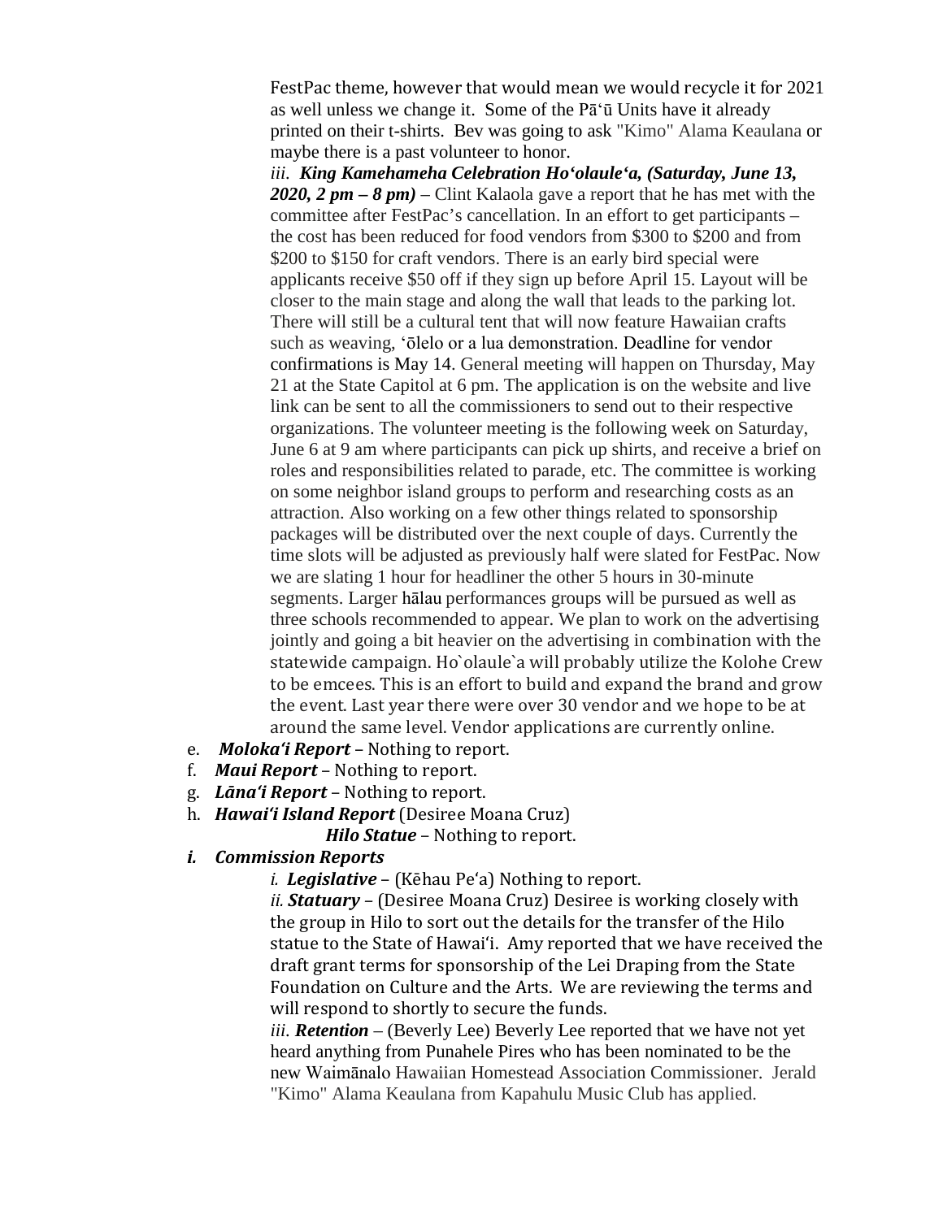FestPac theme, however that would mean we would recycle it for 2021 as well unless we change it. Some of the Pāʻū Units have it already printed on their t-shirts. Bev was going to ask "Kimo" Alama Keaulana or maybe there is a past volunteer to honor.

*iii.* ***King Kamehameha Celebration Hoʻolauleʻa, (Saturday, June 13, 2020, 2 pm – 8 pm)*** – Clint Kalaola gave a report that he has met with the committee after FestPac's cancellation. In an effort to get participants – the cost has been reduced for food vendors from $300 to $200 and from $200 to $150 for craft vendors. There is an early bird special were applicants receive $50 off if they sign up before April 15. Layout will be closer to the main stage and along the wall that leads to the parking lot. There will still be a cultural tent that will now feature Hawaiian crafts such as weaving, ʻōlelo or a lua demonstration. Deadline for vendor confirmations is May 14. General meeting will happen on Thursday, May 21 at the State Capitol at 6 pm. The application is on the website and live link can be sent to all the commissioners to send out to their respective organizations. The volunteer meeting is the following week on Saturday, June 6 at 9 am where participants can pick up shirts, and receive a brief on roles and responsibilities related to parade, etc. The committee is working on some neighbor island groups to perform and researching costs as an attraction. Also working on a few other things related to sponsorship packages will be distributed over the next couple of days. Currently the time slots will be adjusted as previously half were slated for FestPac. Now we are slating 1 hour for headliner the other 5 hours in 30-minute segments. Larger hālau performances groups will be pursued as well as three schools recommended to appear. We plan to work on the advertising jointly and going a bit heavier on the advertising in combination with the statewide campaign. Ho`olaule`a will probably utilize the Kolohe Crew to be emcees. This is an effort to build and expand the brand and grow the event. Last year there were over 30 vendor and we hope to be at around the same level. Vendor applications are currently online.

e. ***Molokaʻi Report*** – Nothing to report.

f. ***Maui Report*** – Nothing to report.

g. ***Lānaʻi Report*** – Nothing to report.

h. ***Hawaiʻi Island Report*** (Desiree Moana Cruz)

***Hilo Statue*** – Nothing to report.

i. ***Commission Reports***

*i.* ***Legislative*** – (Kēhau Peʻa) Nothing to report.

*ii.* ***Statuary*** – (Desiree Moana Cruz) Desiree is working closely with the group in Hilo to sort out the details for the transfer of the Hilo statue to the State of Hawaiʻi. Amy reported that we have received the draft grant terms for sponsorship of the Lei Draping from the State Foundation on Culture and the Arts. We are reviewing the terms and will respond to shortly to secure the funds.

*iii.* ***Retention*** – (Beverly Lee) Beverly Lee reported that we have not yet heard anything from Punahele Pires who has been nominated to be the new Waimānalo Hawaiian Homestead Association Commissioner. Jerald "Kimo" Alama Keaulana from Kapahulu Music Club has applied.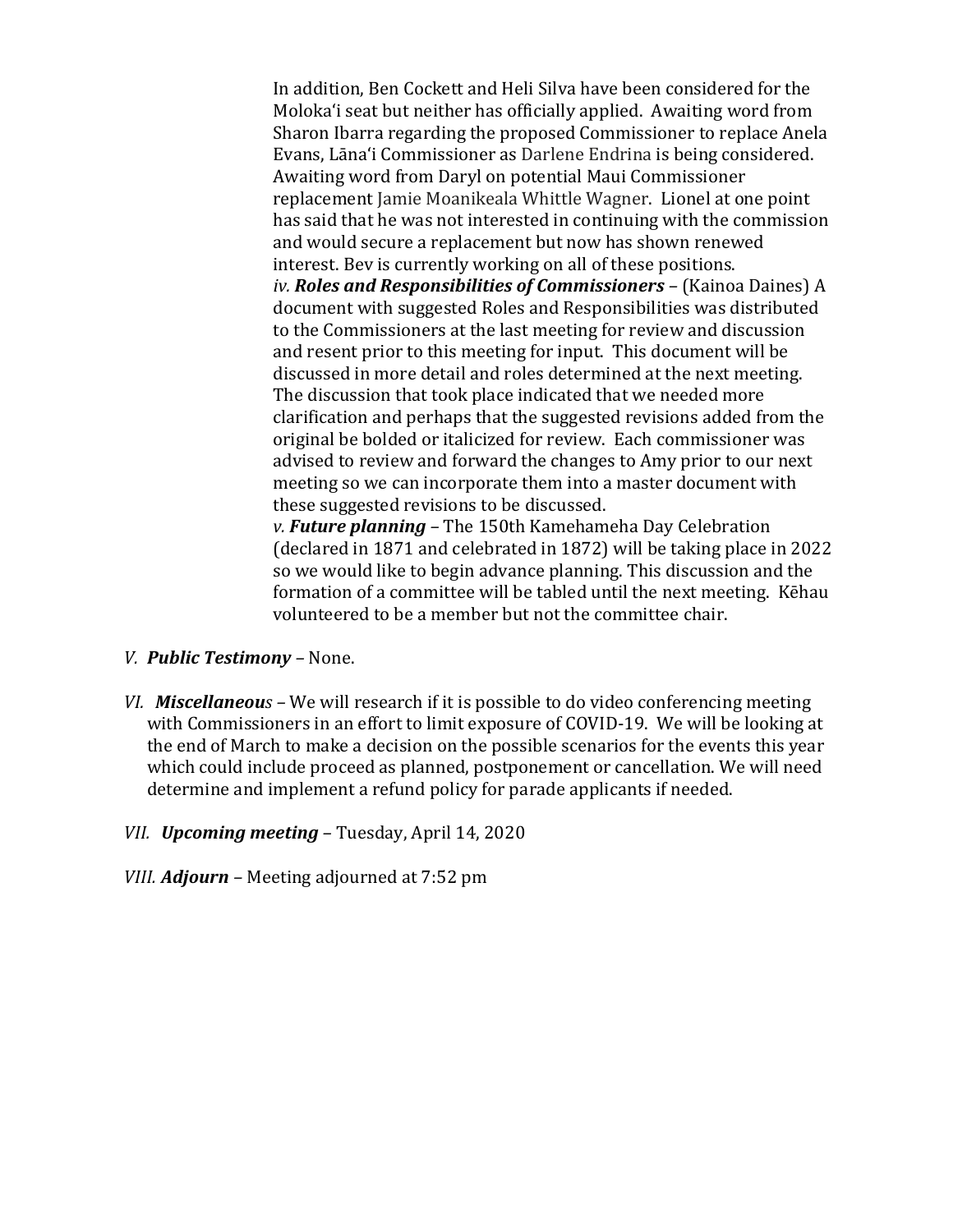In addition, Ben Cockett and Heli Silva have been considered for the Molokaʻi seat but neither has officially applied. Awaiting word from Sharon Ibarra regarding the proposed Commissioner to replace Anela Evans, Lānaʻi Commissioner as Darlene Endrina is being considered. Awaiting word from Daryl on potential Maui Commissioner replacement Jamie Moanikeala Whittle Wagner. Lionel at one point has said that he was not interested in continuing with the commission and would secure a replacement but now has shown renewed interest. Bev is currently working on all of these positions.

*iv.* ***Roles and Responsibilities of Commissioners*** – (Kainoa Daines) A document with suggested Roles and Responsibilities was distributed to the Commissioners at the last meeting for review and discussion and resent prior to this meeting for input. This document will be discussed in more detail and roles determined at the next meeting. The discussion that took place indicated that we needed more clarification and perhaps that the suggested revisions added from the original be bolded or italicized for review. Each commissioner was advised to review and forward the changes to Amy prior to our next meeting so we can incorporate them into a master document with these suggested revisions to be discussed.

*v.* ***Future planning*** – The 150th Kamehameha Day Celebration (declared in 1871 and celebrated in 1872) will be taking place in 2022 so we would like to begin advance planning. This discussion and the formation of a committee will be tabled until the next meeting. Kēhau volunteered to be a member but not the committee chair.

*V.* ***Public Testimony*** – None.

*VI.* ***Miscellaneous*** – We will research if it is possible to do video conferencing meeting with Commissioners in an effort to limit exposure of COVID-19. We will be looking at the end of March to make a decision on the possible scenarios for the events this year which could include proceed as planned, postponement or cancellation. We will need determine and implement a refund policy for parade applicants if needed.

*VII.* ***Upcoming meeting*** – Tuesday, April 14, 2020

*VIII.* ***Adjourn*** – Meeting adjourned at 7:52 pm